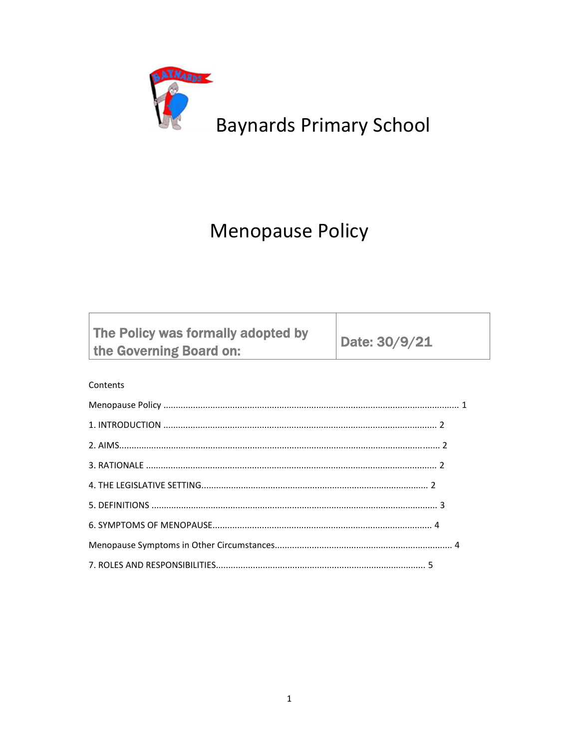# Baynards Primary School

# Menopause Policy

| The Policy was formally adopted by the Governing Board on: | Date: 30/9/21 |
| --- | --- |

Contents

Menopause Policy ........................................................................................................... 1

1. INTRODUCTION ............................................................................................................ 2

2. AIMS................................................................................................................................ 2

3. RATIONALE .................................................................................................................... 2

4. THE LEGISLATIVE SETTING.......................................................................................... 2

5. DEFINITIONS .................................................................................................................. 3

6. SYMPTOMS OF MENOPAUSE........................................................................................ 4

Menopause Symptoms in Other Circumstances.................................................................. 4

7. ROLES AND RESPONSIBILITIES.................................................................................... 5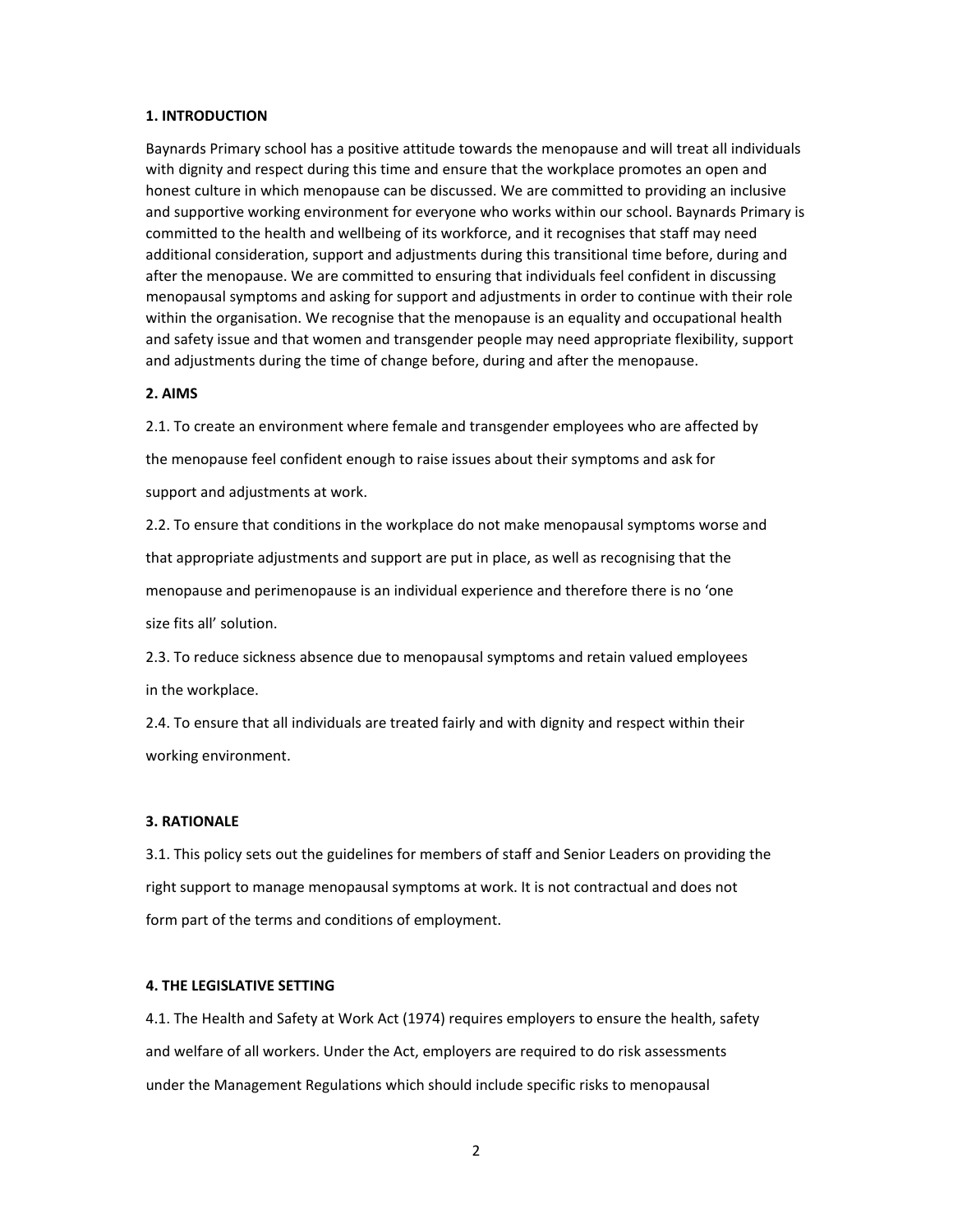**1. INTRODUCTION**

Baynards Primary school has a positive attitude towards the menopause and will treat all individuals with dignity and respect during this time and ensure that the workplace promotes an open and honest culture in which menopause can be discussed. We are committed to providing an inclusive and supportive working environment for everyone who works within our school. Baynards Primary is committed to the health and wellbeing of its workforce, and it recognises that staff may need additional consideration, support and adjustments during this transitional time before, during and after the menopause. We are committed to ensuring that individuals feel confident in discussing menopausal symptoms and asking for support and adjustments in order to continue with their role within the organisation. We recognise that the menopause is an equality and occupational health and safety issue and that women and transgender people may need appropriate flexibility, support and adjustments during the time of change before, during and after the menopause.

**2. AIMS**

2.1. To create an environment where female and transgender employees who are affected by the menopause feel confident enough to raise issues about their symptoms and ask for support and adjustments at work.

2.2. To ensure that conditions in the workplace do not make menopausal symptoms worse and that appropriate adjustments and support are put in place, as well as recognising that the menopause and perimenopause is an individual experience and therefore there is no 'one size fits all' solution.

2.3. To reduce sickness absence due to menopausal symptoms and retain valued employees in the workplace.

2.4. To ensure that all individuals are treated fairly and with dignity and respect within their working environment.

**3. RATIONALE**

3.1. This policy sets out the guidelines for members of staff and Senior Leaders on providing the right support to manage menopausal symptoms at work. It is not contractual and does not form part of the terms and conditions of employment.

**4. THE LEGISLATIVE SETTING**

4.1. The Health and Safety at Work Act (1974) requires employers to ensure the health, safety and welfare of all workers. Under the Act, employers are required to do risk assessments under the Management Regulations which should include specific risks to menopausal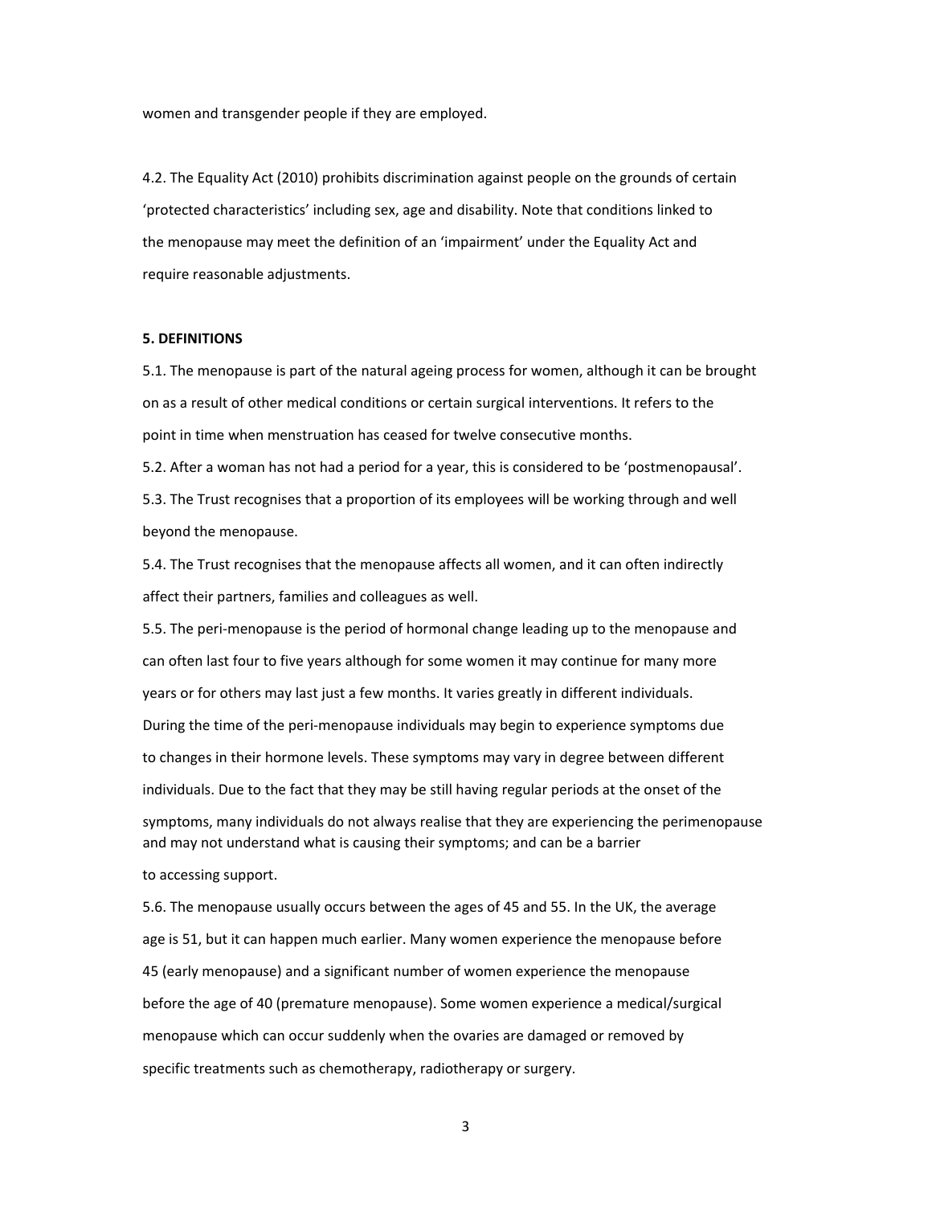women and transgender people if they are employed.

4.2. The Equality Act (2010) prohibits discrimination against people on the grounds of certain 'protected characteristics' including sex, age and disability. Note that conditions linked to the menopause may meet the definition of an 'impairment' under the Equality Act and require reasonable adjustments.

**5. DEFINITIONS**

5.1. The menopause is part of the natural ageing process for women, although it can be brought on as a result of other medical conditions or certain surgical interventions. It refers to the point in time when menstruation has ceased for twelve consecutive months.

5.2. After a woman has not had a period for a year, this is considered to be 'postmenopausal'.

5.3. The Trust recognises that a proportion of its employees will be working through and well beyond the menopause.

5.4. The Trust recognises that the menopause affects all women, and it can often indirectly affect their partners, families and colleagues as well.

5.5. The peri-menopause is the period of hormonal change leading up to the menopause and can often last four to five years although for some women it may continue for many more years or for others may last just a few months. It varies greatly in different individuals. During the time of the peri-menopause individuals may begin to experience symptoms due to changes in their hormone levels. These symptoms may vary in degree between different individuals. Due to the fact that they may be still having regular periods at the onset of the symptoms, many individuals do not always realise that they are experiencing the perimenopause and may not understand what is causing their symptoms; and can be a barrier to accessing support.

5.6. The menopause usually occurs between the ages of 45 and 55. In the UK, the average age is 51, but it can happen much earlier. Many women experience the menopause before 45 (early menopause) and a significant number of women experience the menopause before the age of 40 (premature menopause). Some women experience a medical/surgical menopause which can occur suddenly when the ovaries are damaged or removed by specific treatments such as chemotherapy, radiotherapy or surgery.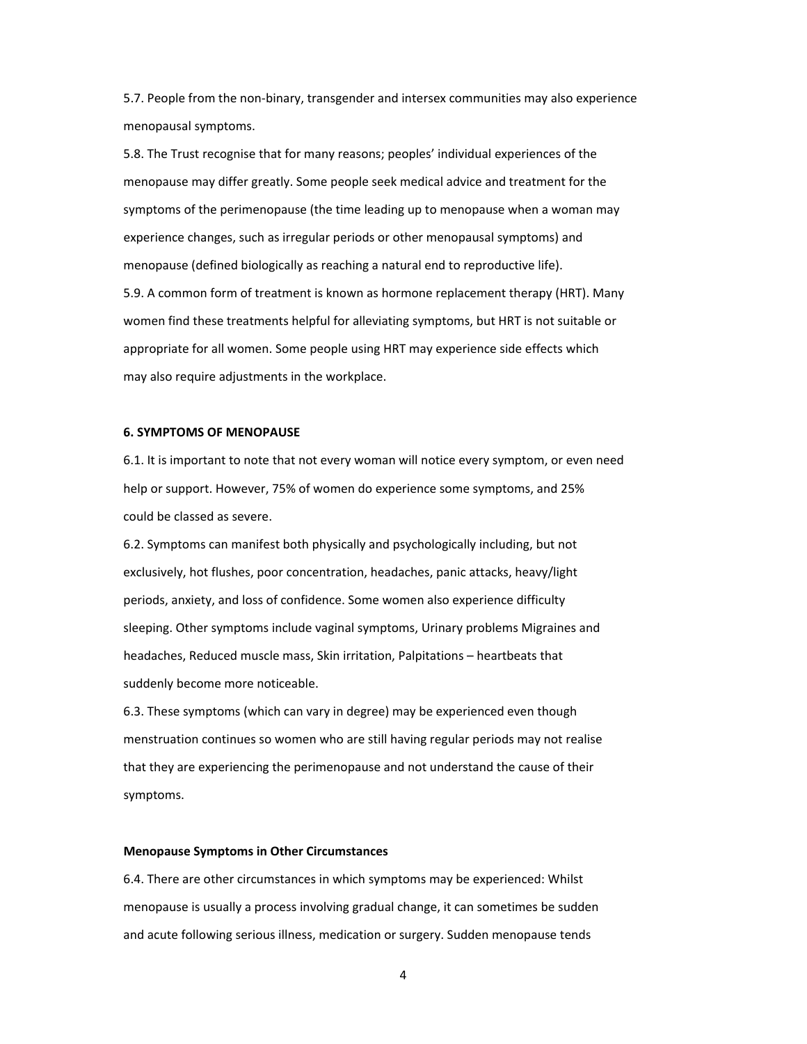5.7. People from the non-binary, transgender and intersex communities may also experience menopausal symptoms.

5.8. The Trust recognise that for many reasons; peoples' individual experiences of the menopause may differ greatly. Some people seek medical advice and treatment for the symptoms of the perimenopause (the time leading up to menopause when a woman may experience changes, such as irregular periods or other menopausal symptoms) and menopause (defined biologically as reaching a natural end to reproductive life).

5.9. A common form of treatment is known as hormone replacement therapy (HRT). Many women find these treatments helpful for alleviating symptoms, but HRT is not suitable or appropriate for all women. Some people using HRT may experience side effects which may also require adjustments in the workplace.

**6. SYMPTOMS OF MENOPAUSE**

6.1. It is important to note that not every woman will notice every symptom, or even need help or support. However, 75% of women do experience some symptoms, and 25% could be classed as severe.

6.2. Symptoms can manifest both physically and psychologically including, but not exclusively, hot flushes, poor concentration, headaches, panic attacks, heavy/light periods, anxiety, and loss of confidence. Some women also experience difficulty sleeping. Other symptoms include vaginal symptoms, Urinary problems Migraines and headaches, Reduced muscle mass, Skin irritation, Palpitations – heartbeats that suddenly become more noticeable.

6.3. These symptoms (which can vary in degree) may be experienced even though menstruation continues so women who are still having regular periods may not realise that they are experiencing the perimenopause and not understand the cause of their symptoms.

**Menopause Symptoms in Other Circumstances**

6.4. There are other circumstances in which symptoms may be experienced: Whilst menopause is usually a process involving gradual change, it can sometimes be sudden and acute following serious illness, medication or surgery. Sudden menopause tends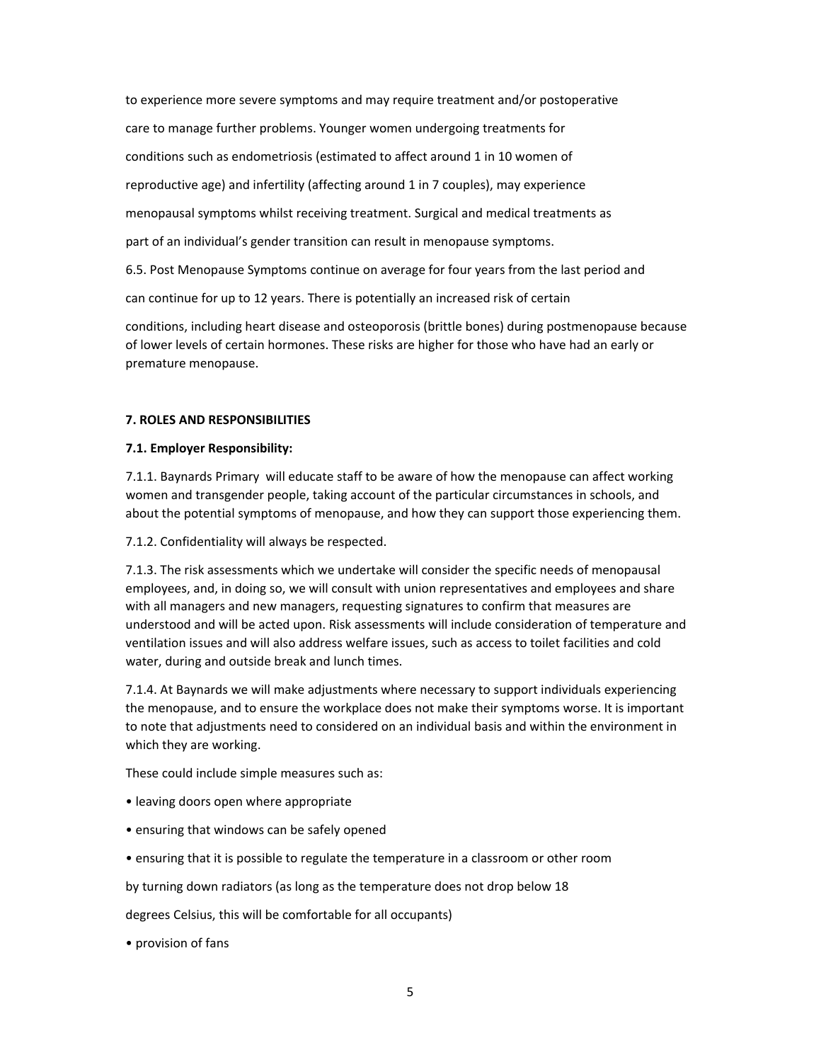to experience more severe symptoms and may require treatment and/or postoperative care to manage further problems. Younger women undergoing treatments for conditions such as endometriosis (estimated to affect around 1 in 10 women of reproductive age) and infertility (affecting around 1 in 7 couples), may experience menopausal symptoms whilst receiving treatment. Surgical and medical treatments as part of an individual's gender transition can result in menopause symptoms.

6.5. Post Menopause Symptoms continue on average for four years from the last period and can continue for up to 12 years. There is potentially an increased risk of certain conditions, including heart disease and osteoporosis (brittle bones) during postmenopause because of lower levels of certain hormones. These risks are higher for those who have had an early or premature menopause.

**7. ROLES AND RESPONSIBILITIES**

**7.1. Employer Responsibility:**

7.1.1. Baynards Primary will educate staff to be aware of how the menopause can affect working women and transgender people, taking account of the particular circumstances in schools, and about the potential symptoms of menopause, and how they can support those experiencing them.

7.1.2. Confidentiality will always be respected.

7.1.3. The risk assessments which we undertake will consider the specific needs of menopausal employees, and, in doing so, we will consult with union representatives and employees and share with all managers and new managers, requesting signatures to confirm that measures are understood and will be acted upon. Risk assessments will include consideration of temperature and ventilation issues and will also address welfare issues, such as access to toilet facilities and cold water, during and outside break and lunch times.

7.1.4. At Baynards we will make adjustments where necessary to support individuals experiencing the menopause, and to ensure the workplace does not make their symptoms worse. It is important to note that adjustments need to considered on an individual basis and within the environment in which they are working.

These could include simple measures such as:

- leaving doors open where appropriate
- ensuring that windows can be safely opened
- ensuring that it is possible to regulate the temperature in a classroom or other room by turning down radiators (as long as the temperature does not drop below 18 degrees Celsius, this will be comfortable for all occupants)
- provision of fans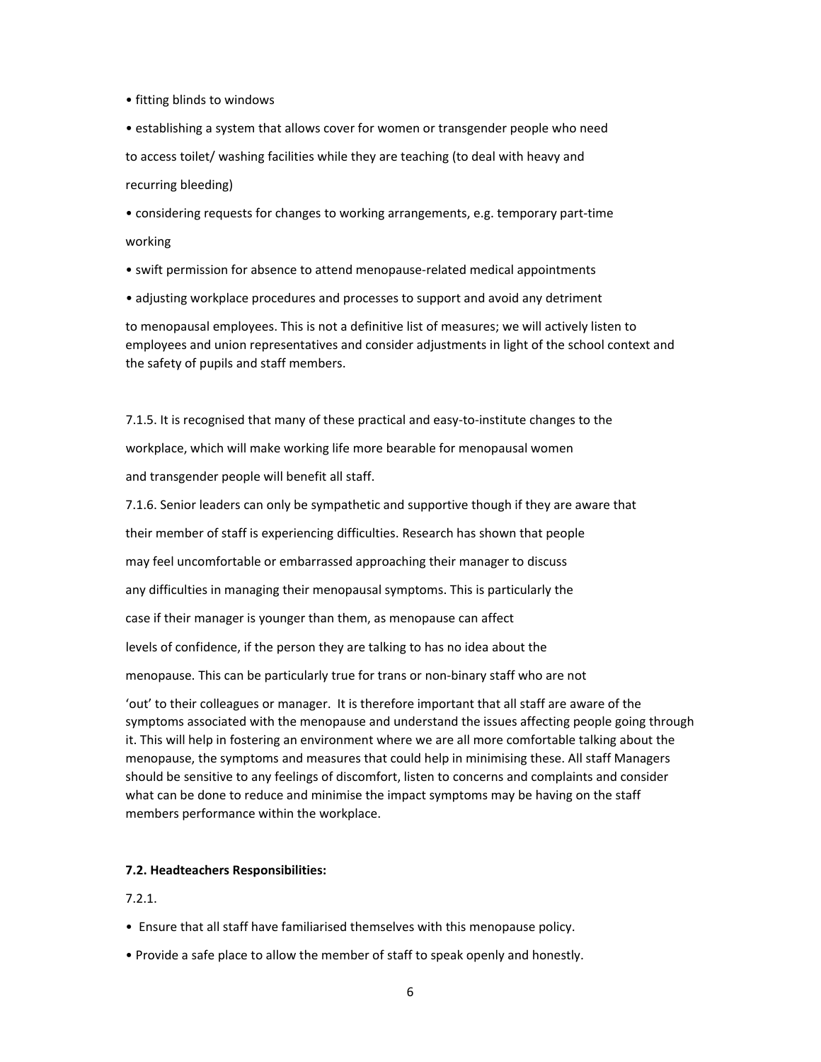- fitting blinds to windows
- establishing a system that allows cover for women or transgender people who need to access toilet/ washing facilities while they are teaching (to deal with heavy and recurring bleeding)
- considering requests for changes to working arrangements, e.g. temporary part-time working
- swift permission for absence to attend menopause-related medical appointments
- adjusting workplace procedures and processes to support and avoid any detriment to menopausal employees. This is not a definitive list of measures; we will actively listen to employees and union representatives and consider adjustments in light of the school context and the safety of pupils and staff members.

7.1.5. It is recognised that many of these practical and easy-to-institute changes to the workplace, which will make working life more bearable for menopausal women and transgender people will benefit all staff.

7.1.6. Senior leaders can only be sympathetic and supportive though if they are aware that their member of staff is experiencing difficulties. Research has shown that people may feel uncomfortable or embarrassed approaching their manager to discuss any difficulties in managing their menopausal symptoms. This is particularly the case if their manager is younger than them, as menopause can affect levels of confidence, if the person they are talking to has no idea about the menopause. This can be particularly true for trans or non-binary staff who are not 'out' to their colleagues or manager. It is therefore important that all staff are aware of the symptoms associated with the menopause and understand the issues affecting people going through it. This will help in fostering an environment where we are all more comfortable talking about the menopause, the symptoms and measures that could help in minimising these. All staff Managers should be sensitive to any feelings of discomfort, listen to concerns and complaints and consider what can be done to reduce and minimise the impact symptoms may be having on the staff members performance within the workplace.

**7.2. Headteachers Responsibilities:**

7.2.1.

- Ensure that all staff have familiarised themselves with this menopause policy.
- Provide a safe place to allow the member of staff to speak openly and honestly.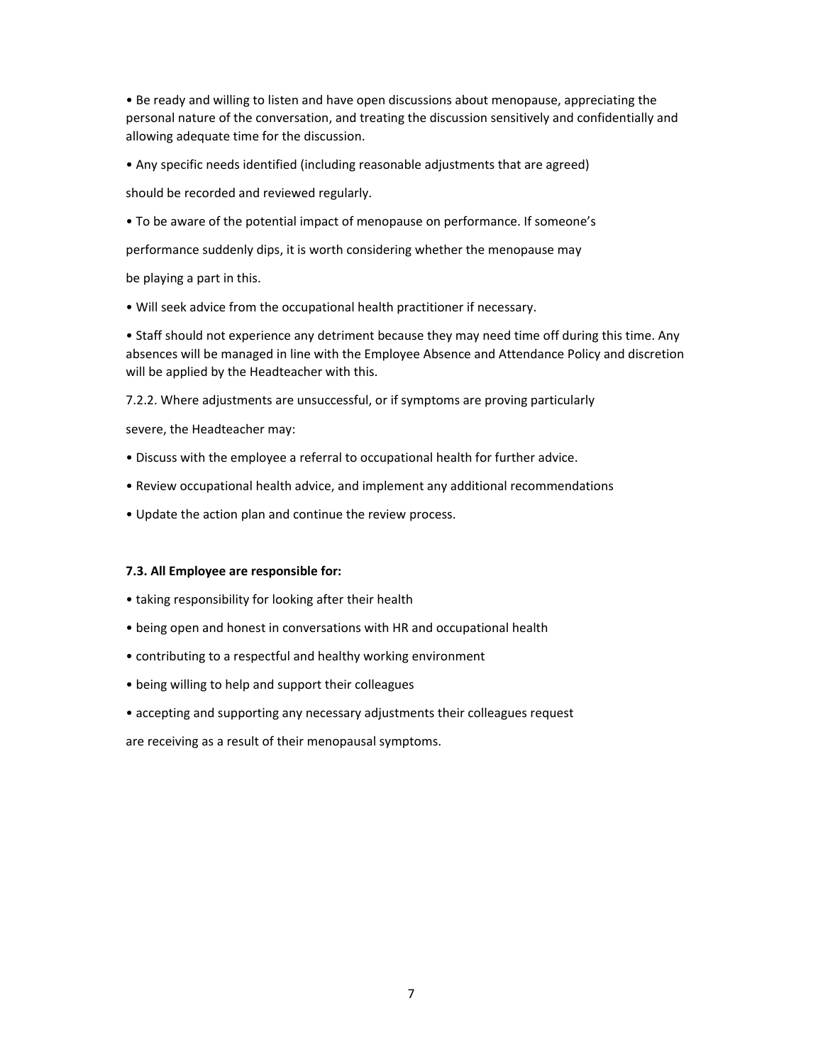- Be ready and willing to listen and have open discussions about menopause, appreciating the personal nature of the conversation, and treating the discussion sensitively and confidentially and allowing adequate time for the discussion.
- Any specific needs identified (including reasonable adjustments that are agreed) should be recorded and reviewed regularly.
- To be aware of the potential impact of menopause on performance. If someone's performance suddenly dips, it is worth considering whether the menopause may be playing a part in this.
- Will seek advice from the occupational health practitioner if necessary.
- Staff should not experience any detriment because they may need time off during this time. Any absences will be managed in line with the Employee Absence and Attendance Policy and discretion will be applied by the Headteacher with this.

7.2.2. Where adjustments are unsuccessful, or if symptoms are proving particularly severe, the Headteacher may:

- Discuss with the employee a referral to occupational health for further advice.
- Review occupational health advice, and implement any additional recommendations
- Update the action plan and continue the review process.

**7.3. All Employee are responsible for:**

- taking responsibility for looking after their health
- being open and honest in conversations with HR and occupational health
- contributing to a respectful and healthy working environment
- being willing to help and support their colleagues
- accepting and supporting any necessary adjustments their colleagues request are receiving as a result of their menopausal symptoms.